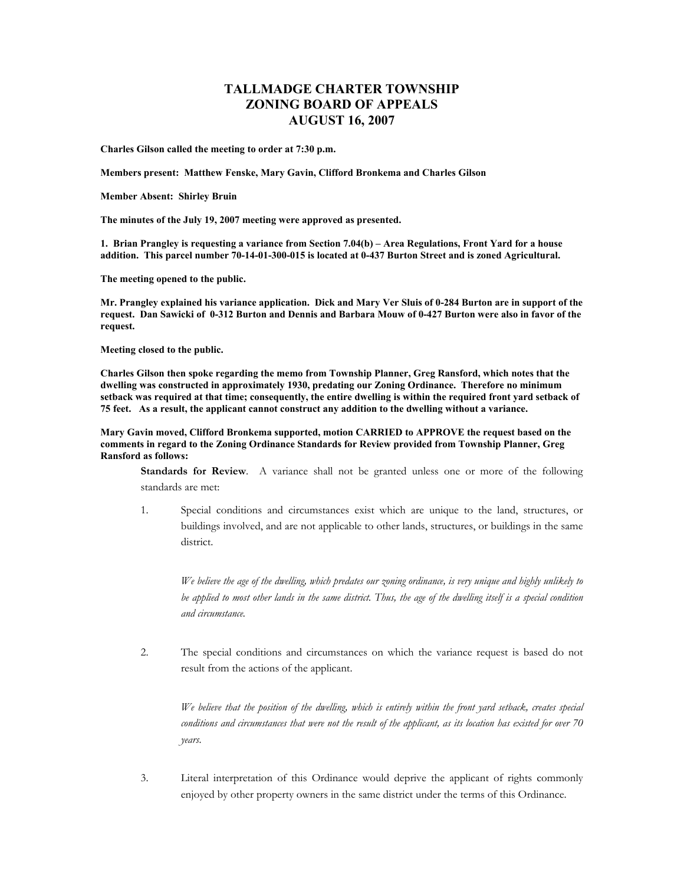# TALLMADGE CHARTER TOWNSHIP
# ZONING BOARD OF APPEALS
# AUGUST 16, 2007

**Charles Gilson called the meeting to order at 7:30 p.m.**

**Members present: Matthew Fenske, Mary Gavin, Clifford Bronkema and Charles Gilson**

**Member Absent: Shirley Bruin**

**The minutes of the July 19, 2007 meeting were approved as presented.**

**1. Brian Prangley is requesting a variance from Section 7.04(b) – Area Regulations, Front Yard for a house addition. This parcel number 70-14-01-300-015 is located at 0-437 Burton Street and is zoned Agricultural.**

**The meeting opened to the public.**

**Mr. Prangley explained his variance application. Dick and Mary Ver Sluis of 0-284 Burton are in support of the request. Dan Sawicki of 0-312 Burton and Dennis and Barbara Mouw of 0-427 Burton were also in favor of the request.**

**Meeting closed to the public.**

**Charles Gilson then spoke regarding the memo from Township Planner, Greg Ransford, which notes that the dwelling was constructed in approximately 1930, predating our Zoning Ordinance. Therefore no minimum setback was required at that time; consequently, the entire dwelling is within the required front yard setback of 75 feet. As a result, the applicant cannot construct any addition to the dwelling without a variance.**

**Mary Gavin moved, Clifford Bronkema supported, motion CARRIED to APPROVE the request based on the comments in regard to the Zoning Ordinance Standards for Review provided from Township Planner, Greg Ransford as follows:**

**Standards for Review**. A variance shall not be granted unless one or more of the following standards are met:

1. Special conditions and circumstances exist which are unique to the land, structures, or buildings involved, and are not applicable to other lands, structures, or buildings in the same district.

   *We believe the age of the dwelling, which predates our zoning ordinance, is very unique and highly unlikely to be applied to most other lands in the same district. Thus, the age of the dwelling itself is a special condition and circumstance.*

2. The special conditions and circumstances on which the variance request is based do not result from the actions of the applicant.

   *We believe that the position of the dwelling, which is entirely within the front yard setback, creates special conditions and circumstances that were not the result of the applicant, as its location has existed for over 70 years.*

3. Literal interpretation of this Ordinance would deprive the applicant of rights commonly enjoyed by other property owners in the same district under the terms of this Ordinance.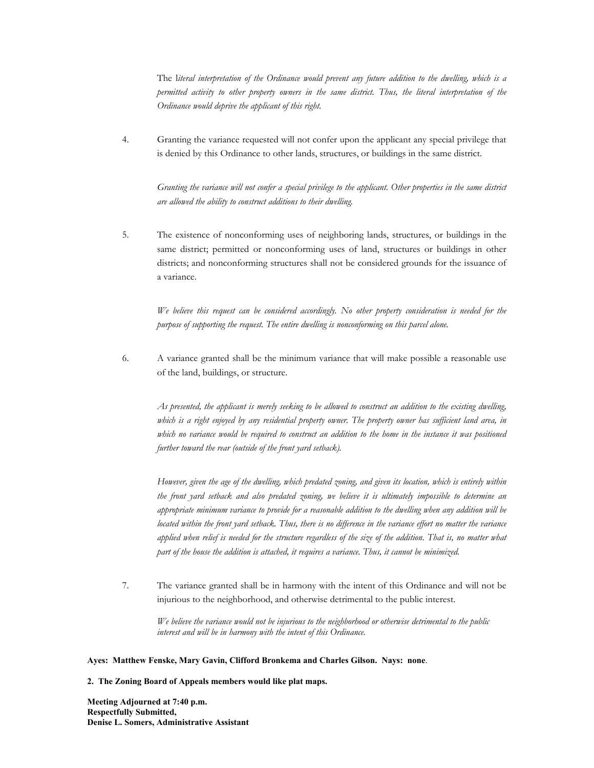The l*iteral interpretation of the Ordinance would prevent any future addition to the dwelling, which is a permitted activity to other property owners in the same district. Thus, the literal interpretation of the Ordinance would deprive the applicant of this right.*

4. Granting the variance requested will not confer upon the applicant any special privilege that is denied by this Ordinance to other lands, structures, or buildings in the same district.

   *Granting the variance will not confer a special privilege to the applicant. Other properties in the same district are allowed the ability to construct additions to their dwelling.*

5. The existence of nonconforming uses of neighboring lands, structures, or buildings in the same district; permitted or nonconforming uses of land, structures or buildings in other districts; and nonconforming structures shall not be considered grounds for the issuance of a variance.

   *We believe this request can be considered accordingly. No other property consideration is needed for the purpose of supporting the request. The entire dwelling is nonconforming on this parcel alone.*

6. A variance granted shall be the minimum variance that will make possible a reasonable use of the land, buildings, or structure.

   *As presented, the applicant is merely seeking to be allowed to construct an addition to the existing dwelling, which is a right enjoyed by any residential property owner. The property owner has sufficient land area, in which no variance would be required to construct an addition to the home in the instance it was positioned further toward the rear (outside of the front yard setback).*

   *However, given the age of the dwelling, which predated zoning, and given its location, which is entirely within the front yard setback and also predated zoning, we believe it is ultimately impossible to determine an appropriate minimum variance to provide for a reasonable addition to the dwelling when any addition will be located within the front yard setback. Thus, there is no difference in the variance effort no matter the variance applied when relief is needed for the structure regardless of the size of the addition. That is, no matter what part of the house the addition is attached, it requires a variance. Thus, it cannot be minimized.*

7. The variance granted shall be in harmony with the intent of this Ordinance and will not be injurious to the neighborhood, and otherwise detrimental to the public interest.

   *We believe the variance would not be injurious to the neighborhood or otherwise detrimental to the public interest and will be in harmony with the intent of this Ordinance.*

**Ayes: Matthew Fenske, Mary Gavin, Clifford Bronkema and Charles Gilson. Nays: none**.

**2. The Zoning Board of Appeals members would like plat maps.**

**Meeting Adjourned at 7:40 p.m.**
**Respectfully Submitted,**
**Denise L. Somers, Administrative Assistant**